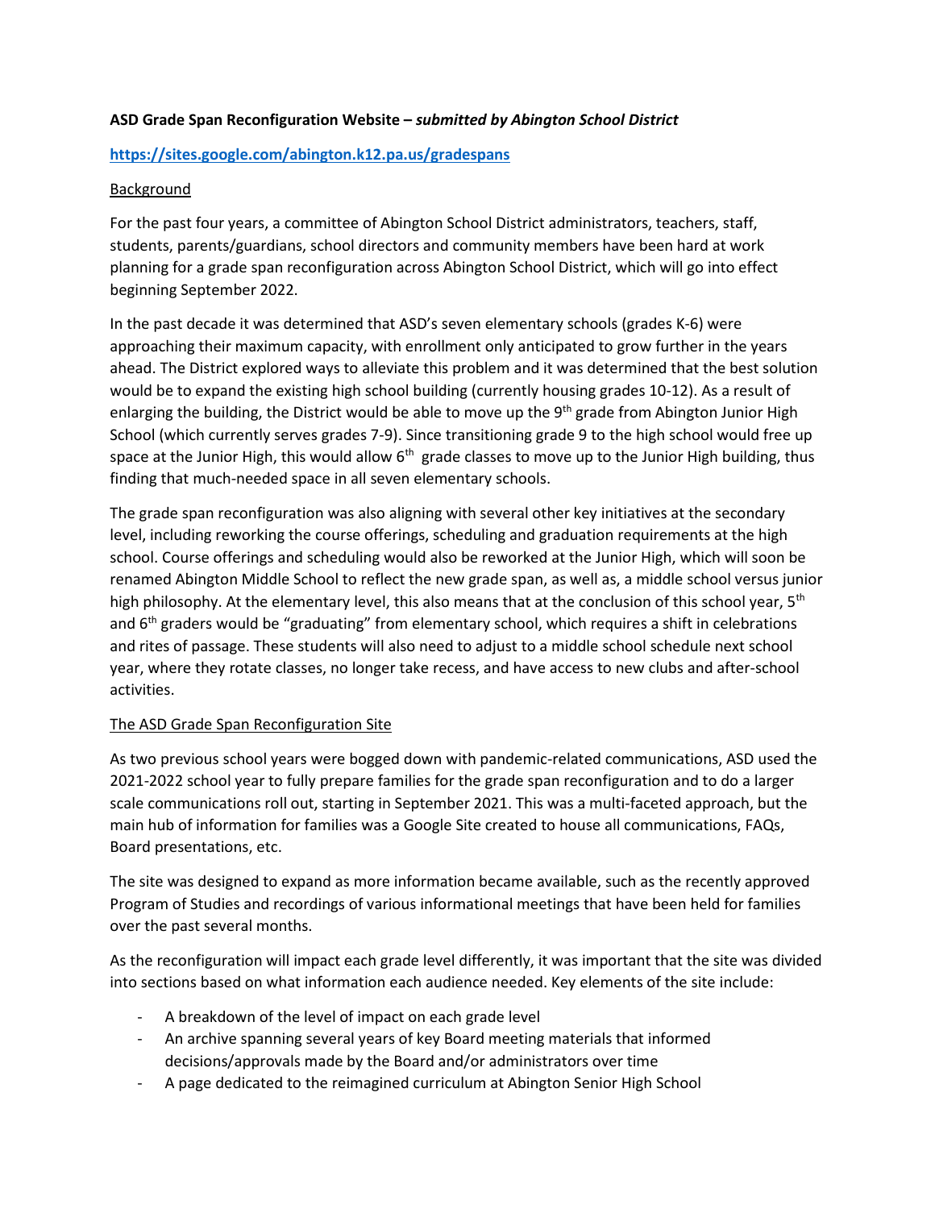**ASD Grade Span Reconfiguration Website –** ***submitted by Abington School District***

**https://sites.google.com/abington.k12.pa.us/gradespans**

Background

For the past four years, a committee of Abington School District administrators, teachers, staff, students, parents/guardians, school directors and community members have been hard at work planning for a grade span reconfiguration across Abington School District, which will go into effect beginning September 2022.

In the past decade it was determined that ASD's seven elementary schools (grades K-6) were approaching their maximum capacity, with enrollment only anticipated to grow further in the years ahead. The District explored ways to alleviate this problem and it was determined that the best solution would be to expand the existing high school building (currently housing grades 10-12). As a result of enlarging the building, the District would be able to move up the 9th grade from Abington Junior High School (which currently serves grades 7-9). Since transitioning grade 9 to the high school would free up space at the Junior High, this would allow 6th grade classes to move up to the Junior High building, thus finding that much-needed space in all seven elementary schools.

The grade span reconfiguration was also aligning with several other key initiatives at the secondary level, including reworking the course offerings, scheduling and graduation requirements at the high school. Course offerings and scheduling would also be reworked at the Junior High, which will soon be renamed Abington Middle School to reflect the new grade span, as well as, a middle school versus junior high philosophy. At the elementary level, this also means that at the conclusion of this school year, 5th and 6th graders would be "graduating" from elementary school, which requires a shift in celebrations and rites of passage. These students will also need to adjust to a middle school schedule next school year, where they rotate classes, no longer take recess, and have access to new clubs and after-school activities.

The ASD Grade Span Reconfiguration Site

As two previous school years were bogged down with pandemic-related communications, ASD used the 2021-2022 school year to fully prepare families for the grade span reconfiguration and to do a larger scale communications roll out, starting in September 2021. This was a multi-faceted approach, but the main hub of information for families was a Google Site created to house all communications, FAQs, Board presentations, etc.

The site was designed to expand as more information became available, such as the recently approved Program of Studies and recordings of various informational meetings that have been held for families over the past several months.

As the reconfiguration will impact each grade level differently, it was important that the site was divided into sections based on what information each audience needed. Key elements of the site include:

- A breakdown of the level of impact on each grade level
- An archive spanning several years of key Board meeting materials that informed decisions/approvals made by the Board and/or administrators over time
- A page dedicated to the reimagined curriculum at Abington Senior High School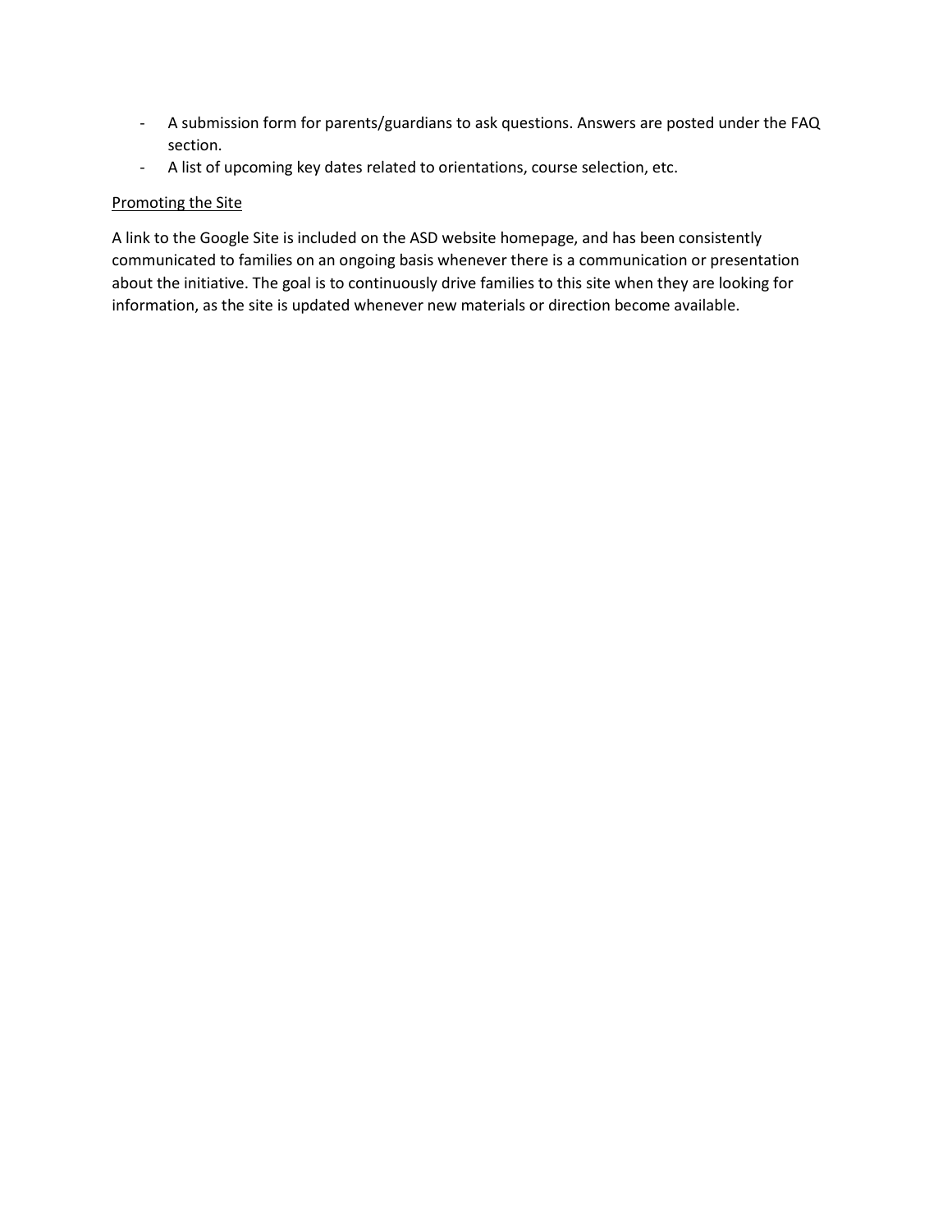- A submission form for parents/guardians to ask questions. Answers are posted under the FAQ section.
- A list of upcoming key dates related to orientations, course selection, etc.

<u>Promoting the Site</u>

A link to the Google Site is included on the ASD website homepage, and has been consistently communicated to families on an ongoing basis whenever there is a communication or presentation about the initiative. The goal is to continuously drive families to this site when they are looking for information, as the site is updated whenever new materials or direction become available.